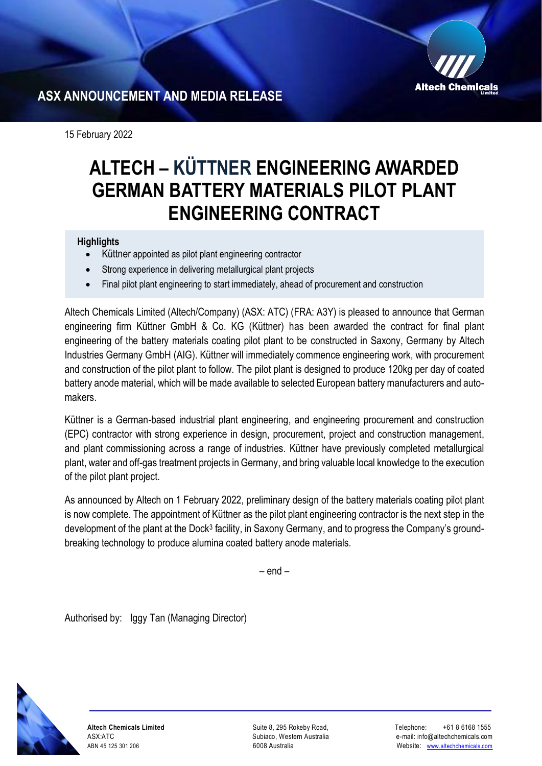ASX ANNOUNCEMENT AND MEDIA RELEASE

15 February 2022

# ALTECH – KÜTTNER ENGINEERING AWARDED GERMAN BATTERY MATERIALS PILOT PLANT ENGINEERING CONTRACT

**Highlights**

- Küttner appointed as pilot plant engineering contractor
- Strong experience in delivering metallurgical plant projects
- Final pilot plant engineering to start immediately, ahead of procurement and construction

Altech Chemicals Limited (Altech/Company) (ASX: ATC) (FRA: A3Y) is pleased to announce that German engineering firm Küttner GmbH & Co. KG (Küttner) has been awarded the contract for final plant engineering of the battery materials coating pilot plant to be constructed in Saxony, Germany by Altech Industries Germany GmbH (AIG). Küttner will immediately commence engineering work, with procurement and construction of the pilot plant to follow. The pilot plant is designed to produce 120kg per day of coated battery anode material, which will be made available to selected European battery manufacturers and auto-makers.

Küttner is a German-based industrial plant engineering, and engineering procurement and construction (EPC) contractor with strong experience in design, procurement, project and construction management, and plant commissioning across a range of industries. Küttner have previously completed metallurgical plant, water and off-gas treatment projects in Germany, and bring valuable local knowledge to the execution of the pilot plant project.

As announced by Altech on 1 February 2022, preliminary design of the battery materials coating pilot plant is now complete. The appointment of Küttner as the pilot plant engineering contractor is the next step in the development of the plant at the Dock3 facility, in Saxony Germany, and to progress the Company's ground-breaking technology to produce alumina coated battery anode materials.

– end –

Authorised by: Iggy Tan (Managing Director)

**Altech Chemicals Limited**
ASX:ATC
ABN 45 125 301 206

Suite 8, 295 Rokeby Road,
Subiaco, Western Australia
6008 Australia

Telephone: +61 8 6168 1555
e-mail: info@altechchemicals.com
Website: www.altechchemicals.com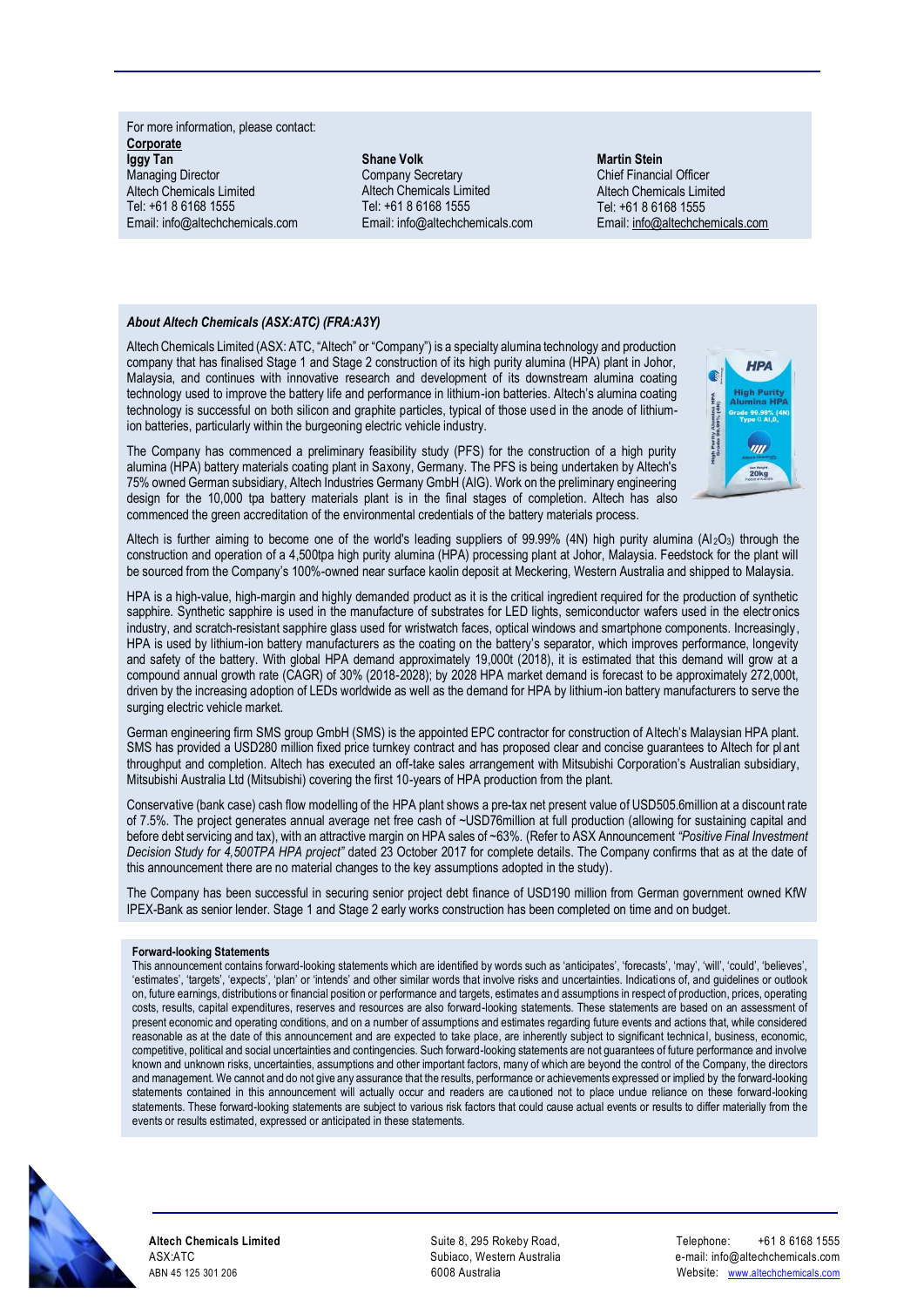For more information, please contact:

**Corporate**

**Iggy Tan**
Managing Director
Altech Chemicals Limited
Tel: +61 8 6168 1555
Email: info@altechchemicals.com

**Shane Volk**
Company Secretary
Altech Chemicals Limited
Tel: +61 8 6168 1555
Email: info@altechchemicals.com

**Martin Stein**
Chief Financial Officer
Altech Chemicals Limited
Tel: +61 8 6168 1555
Email: info@altechchemicals.com

***About Altech Chemicals (ASX:ATC) (FRA:A3Y)***

Altech Chemicals Limited (ASX: ATC, "Altech" or "Company") is a specialty alumina technology and production company that has finalised Stage 1 and Stage 2 construction of its high purity alumina (HPA) plant in Johor, Malaysia, and continues with innovative research and development of its downstream alumina coating technology used to improve the battery life and performance in lithium-ion batteries. Altech's alumina coating technology is successful on both silicon and graphite particles, typical of those used in the anode of lithium-ion batteries, particularly within the burgeoning electric vehicle industry.

The Company has commenced a preliminary feasibility study (PFS) for the construction of a high purity alumina (HPA) battery materials coating plant in Saxony, Germany. The PFS is being undertaken by Altech's 75% owned German subsidiary, Altech Industries Germany GmbH (AIG). Work on the preliminary engineering design for the 10,000 tpa battery materials plant is in the final stages of completion. Altech has also commenced the green accreditation of the environmental credentials of the battery materials process.

Altech is further aiming to become one of the world's leading suppliers of 99.99% (4N) high purity alumina ($Al_2O_3$) through the construction and operation of a 4,500tpa high purity alumina (HPA) processing plant at Johor, Malaysia. Feedstock for the plant will be sourced from the Company's 100%-owned near surface kaolin deposit at Meckering, Western Australia and shipped to Malaysia.

HPA is a high-value, high-margin and highly demanded product as it is the critical ingredient required for the production of synthetic sapphire. Synthetic sapphire is used in the manufacture of substrates for LED lights, semiconductor wafers used in the electronics industry, and scratch-resistant sapphire glass used for wristwatch faces, optical windows and smartphone components. Increasingly, HPA is used by lithium-ion battery manufacturers as the coating on the battery's separator, which improves performance, longevity and safety of the battery. With global HPA demand approximately 19,000t (2018), it is estimated that this demand will grow at a compound annual growth rate (CAGR) of 30% (2018-2028); by 2028 HPA market demand is forecast to be approximately 272,000t, driven by the increasing adoption of LEDs worldwide as well as the demand for HPA by lithium-ion battery manufacturers to serve the surging electric vehicle market.

German engineering firm SMS group GmbH (SMS) is the appointed EPC contractor for construction of Altech's Malaysian HPA plant. SMS has provided a USD280 million fixed price turnkey contract and has proposed clear and concise guarantees to Altech for plant throughput and completion. Altech has executed an off-take sales arrangement with Mitsubishi Corporation's Australian subsidiary, Mitsubishi Australia Ltd (Mitsubishi) covering the first 10-years of HPA production from the plant.

Conservative (bank case) cash flow modelling of the HPA plant shows a pre-tax net present value of USD505.6million at a discount rate of 7.5%. The project generates annual average net free cash of ~USD76million at full production (allowing for sustaining capital and before debt servicing and tax), with an attractive margin on HPA sales of ~63%. (Refer to ASX Announcement *"Positive Final Investment Decision Study for 4,500TPA HPA project"* dated 23 October 2017 for complete details. The Company confirms that as at the date of this announcement there are no material changes to the key assumptions adopted in the study).

The Company has been successful in securing senior project debt finance of USD190 million from German government owned KfW IPEX-Bank as senior lender. Stage 1 and Stage 2 early works construction has been completed on time and on budget.

**Forward-looking Statements**

This announcement contains forward-looking statements which are identified by words such as 'anticipates', 'forecasts', 'may', 'will', 'could', 'believes', 'estimates', 'targets', 'expects', 'plan' or 'intends' and other similar words that involve risks and uncertainties. Indications of, and guidelines or outlook on, future earnings, distributions or financial position or performance and targets, estimates and assumptions in respect of production, prices, operating costs, results, capital expenditures, reserves and resources are also forward-looking statements. These statements are based on an assessment of present economic and operating conditions, and on a number of assumptions and estimates regarding future events and actions that, while considered reasonable as at the date of this announcement and are expected to take place, are inherently subject to significant technical, business, economic, competitive, political and social uncertainties and contingencies. Such forward-looking statements are not guarantees of future performance and involve known and unknown risks, uncertainties, assumptions and other important factors, many of which are beyond the control of the Company, the directors and management. We cannot and do not give any assurance that the results, performance or achievements expressed or implied by the forward-looking statements contained in this announcement will actually occur and readers are cautioned not to place undue reliance on these forward-looking statements. These forward-looking statements are subject to various risk factors that could cause actual events or results to differ materially from the events or results estimated, expressed or anticipated in these statements.